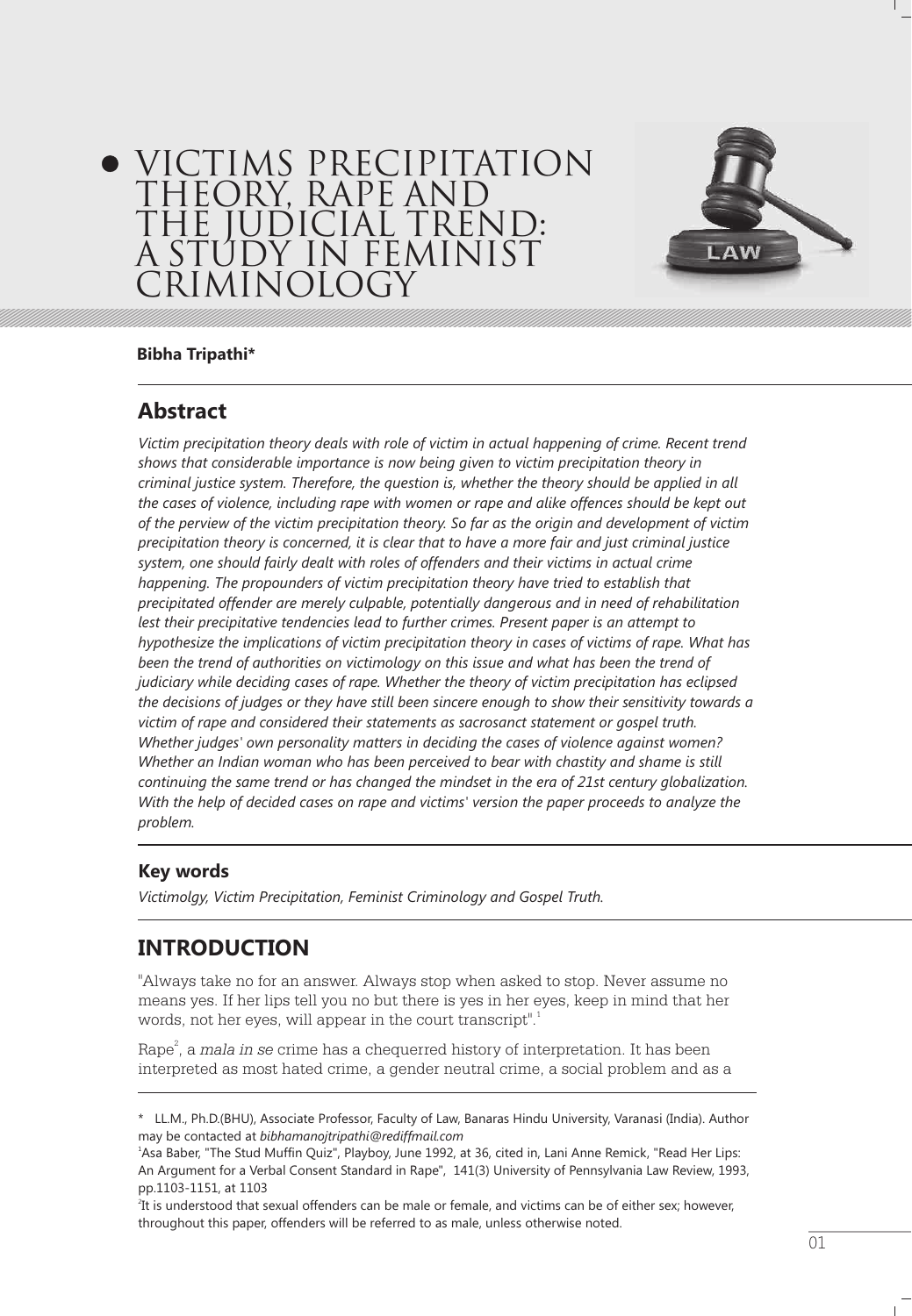# VICTIMS PRECIPITATION THEORY, RAPE AND THE JUDICIAL TREND: A STUDY IN FEMINIST CRIMINOLOGY

**Bibha Tripathi***

## Abstract

*Victim precipitation theory deals with role of victim in actual happening of crime. Recent trend shows that considerable importance is now being given to victim precipitation theory in criminal justice system. Therefore, the question is, whether the theory should be applied in all the cases of violence, including rape with women or rape and alike offences should be kept out of the perview of the victim precipitation theory. So far as the origin and development of victim precipitation theory is concerned, it is clear that to have a more fair and just criminal justice system, one should fairly dealt with roles of offenders and their victims in actual crime happening. The propounders of victim precipitation theory have tried to establish that precipitated offender are merely culpable, potentially dangerous and in need of rehabilitation lest their precipitative tendencies lead to further crimes. Present paper is an attempt to hypothesize the implications of victim precipitation theory in cases of victims of rape. What has been the trend of authorities on victimology on this issue and what has been the trend of judiciary while deciding cases of rape. Whether the theory of victim precipitation has eclipsed the decisions of judges or they have still been sincere enough to show their sensitivity towards a victim of rape and considered their statements as sacrosanct statement or gospel truth. Whether judges' own personality matters in deciding the cases of violence against women? Whether an Indian woman who has been perceived to bear with chastity and shame is still continuing the same trend or has changed the mindset in the era of 21st century globalization. With the help of decided cases on rape and victims' version the paper proceeds to analyze the problem.*

### Key words

*Victimolgy, Victim Precipitation, Feminist Criminology and Gospel Truth.*

## INTRODUCTION

"Always take no for an answer. Always stop when asked to stop. Never assume no means yes. If her lips tell you no but there is yes in her eyes, keep in mind that her words, not her eyes, will appear in the court transcript".[1]

Rape[2], a *mala in se* crime has a chequerred history of interpretation. It has been interpreted as most hated crime, a gender neutral crime, a social problem and as a

---

\* LL.M., Ph.D.(BHU), Associate Professor, Faculty of Law, Banaras Hindu University, Varanasi (India). Author may be contacted at *bibhamanojtripathi@rediffmail.com*

[1] Asa Baber, "The Stud Muffin Quiz", Playboy, June 1992, at 36, cited in, Lani Anne Remick, "Read Her Lips: An Argument for a Verbal Consent Standard in Rape", 141(3) University of Pennsylvania Law Review, 1993, pp.1103-1151, at 1103

[2] It is understood that sexual offenders can be male or female, and victims can be of either sex; however, throughout this paper, offenders will be referred to as male, unless otherwise noted.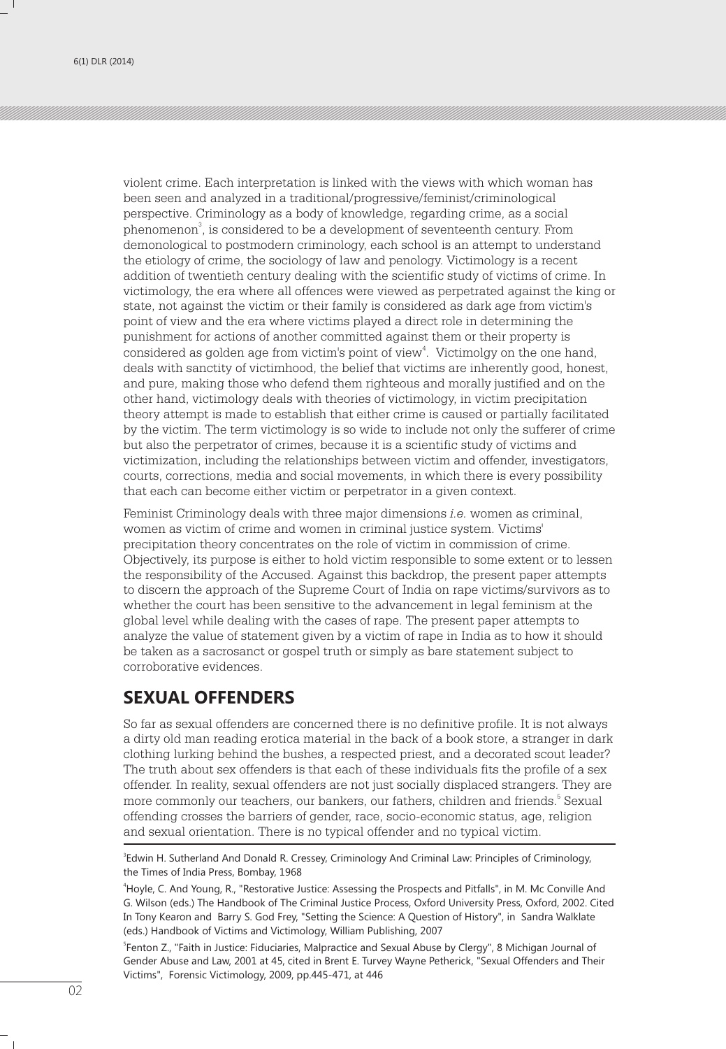violent crime. Each interpretation is linked with the views with which woman has been seen and analyzed in a traditional/progressive/feminist/criminological perspective. Criminology as a body of knowledge, regarding crime, as a social phenomenon[3], is considered to be a development of seventeenth century. From demonological to postmodern criminology, each school is an attempt to understand the etiology of crime, the sociology of law and penology. Victimology is a recent addition of twentieth century dealing with the scientific study of victims of crime. In victimology, the era where all offences were viewed as perpetrated against the king or state, not against the victim or their family is considered as dark age from victim's point of view and the era where victims played a direct role in determining the punishment for actions of another committed against them or their property is considered as golden age from victim's point of view[4]. Victimolgy on the one hand, deals with sanctity of victimhood, the belief that victims are inherently good, honest, and pure, making those who defend them righteous and morally justified and on the other hand, victimology deals with theories of victimology, in victim precipitation theory attempt is made to establish that either crime is caused or partially facilitated by the victim. The term victimology is so wide to include not only the sufferer of crime but also the perpetrator of crimes, because it is a scientific study of victims and victimization, including the relationships between victim and offender, investigators, courts, corrections, media and social movements, in which there is every possibility that each can become either victim or perpetrator in a given context.

Feminist Criminology deals with three major dimensions *i.e.* women as criminal, women as victim of crime and women in criminal justice system. Victims' precipitation theory concentrates on the role of victim in commission of crime. Objectively, its purpose is either to hold victim responsible to some extent or to lessen the responsibility of the Accused. Against this backdrop, the present paper attempts to discern the approach of the Supreme Court of India on rape victims/survivors as to whether the court has been sensitive to the advancement in legal feminism at the global level while dealing with the cases of rape. The present paper attempts to analyze the value of statement given by a victim of rape in India as to how it should be taken as a sacrosanct or gospel truth or simply as bare statement subject to corroborative evidences.

## SEXUAL OFFENDERS

So far as sexual offenders are concerned there is no definitive profile. It is not always a dirty old man reading erotica material in the back of a book store, a stranger in dark clothing lurking behind the bushes, a respected priest, and a decorated scout leader? The truth about sex offenders is that each of these individuals fits the profile of a sex offender. In reality, sexual offenders are not just socially displaced strangers. They are more commonly our teachers, our bankers, our fathers, children and friends.[5] Sexual offending crosses the barriers of gender, race, socio-economic status, age, religion and sexual orientation. There is no typical offender and no typical victim.

[3]Edwin H. Sutherland And Donald R. Cressey, Criminology And Criminal Law: Principles of Criminology, the Times of India Press, Bombay, 1968

[4]Hoyle, C. And Young, R., "Restorative Justice: Assessing the Prospects and Pitfalls", in M. Mc Conville And G. Wilson (eds.) The Handbook of The Criminal Justice Process, Oxford University Press, Oxford, 2002. Cited In Tony Kearon and Barry S. God Frey, "Setting the Science: A Question of History", in Sandra Walklate (eds.) Handbook of Victims and Victimology, William Publishing, 2007

[5]Fenton Z., "Faith in Justice: Fiduciaries, Malpractice and Sexual Abuse by Clergy", 8 Michigan Journal of Gender Abuse and Law, 2001 at 45, cited in Brent E. Turvey Wayne Petherick, "Sexual Offenders and Their Victims", Forensic Victimology, 2009, pp.445-471, at 446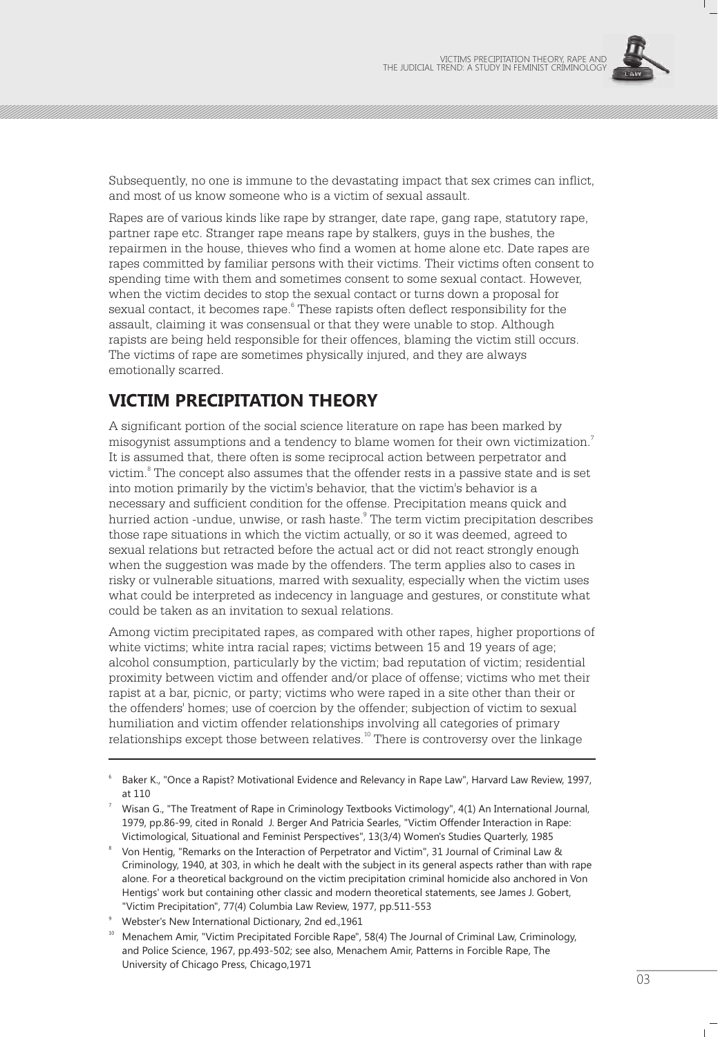Subsequently, no one is immune to the devastating impact that sex crimes can inflict, and most of us know someone who is a victim of sexual assault.

Rapes are of various kinds like rape by stranger, date rape, gang rape, statutory rape, partner rape etc. Stranger rape means rape by stalkers, guys in the bushes, the repairmen in the house, thieves who find a women at home alone etc. Date rapes are rapes committed by familiar persons with their victims. Their victims often consent to spending time with them and sometimes consent to some sexual contact. However, when the victim decides to stop the sexual contact or turns down a proposal for sexual contact, it becomes rape.[6] These rapists often deflect responsibility for the assault, claiming it was consensual or that they were unable to stop. Although rapists are being held responsible for their offences, blaming the victim still occurs. The victims of rape are sometimes physically injured, and they are always emotionally scarred.

## VICTIM PRECIPITATION THEORY

A significant portion of the social science literature on rape has been marked by misogynist assumptions and a tendency to blame women for their own victimization.[7] It is assumed that, there often is some reciprocal action between perpetrator and victim.[8] The concept also assumes that the offender rests in a passive state and is set into motion primarily by the victim's behavior, that the victim's behavior is a necessary and sufficient condition for the offense. Precipitation means quick and hurried action -undue, unwise, or rash haste.[9] The term victim precipitation describes those rape situations in which the victim actually, or so it was deemed, agreed to sexual relations but retracted before the actual act or did not react strongly enough when the suggestion was made by the offenders. The term applies also to cases in risky or vulnerable situations, marred with sexuality, especially when the victim uses what could be interpreted as indecency in language and gestures, or constitute what could be taken as an invitation to sexual relations.

Among victim precipitated rapes, as compared with other rapes, higher proportions of white victims; white intra racial rapes; victims between 15 and 19 years of age; alcohol consumption, particularly by the victim; bad reputation of victim; residential proximity between victim and offender and/or place of offense; victims who met their rapist at a bar, picnic, or party; victims who were raped in a site other than their or the offenders' homes; use of coercion by the offender; subjection of victim to sexual humiliation and victim offender relationships involving all categories of primary relationships except those between relatives.[10] There is controversy over the linkage

---

[6] Baker K., "Once a Rapist? Motivational Evidence and Relevancy in Rape Law", Harvard Law Review, 1997, at 110

[7] Wisan G., "The Treatment of Rape in Criminology Textbooks Victimology", 4(1) An International Journal, 1979, pp.86-99, cited in Ronald J. Berger And Patricia Searles, "Victim Offender Interaction in Rape: Victimological, Situational and Feminist Perspectives", 13(3/4) Women's Studies Quarterly, 1985

[8] Von Hentig, "Remarks on the Interaction of Perpetrator and Victim", 31 Journal of Criminal Law & Criminology, 1940, at 303, in which he dealt with the subject in its general aspects rather than with rape alone. For a theoretical background on the victim precipitation criminal homicide also anchored in Von Hentigs' work but containing other classic and modern theoretical statements, see James J. Gobert, "Victim Precipitation", 77(4) Columbia Law Review, 1977, pp.511-553

[9] Webster's New International Dictionary, 2nd ed.,1961

[10] Menachem Amir, "Victim Precipitated Forcible Rape", 58(4) The Journal of Criminal Law, Criminology, and Police Science, 1967, pp.493-502; see also, Menachem Amir, Patterns in Forcible Rape, The University of Chicago Press, Chicago,1971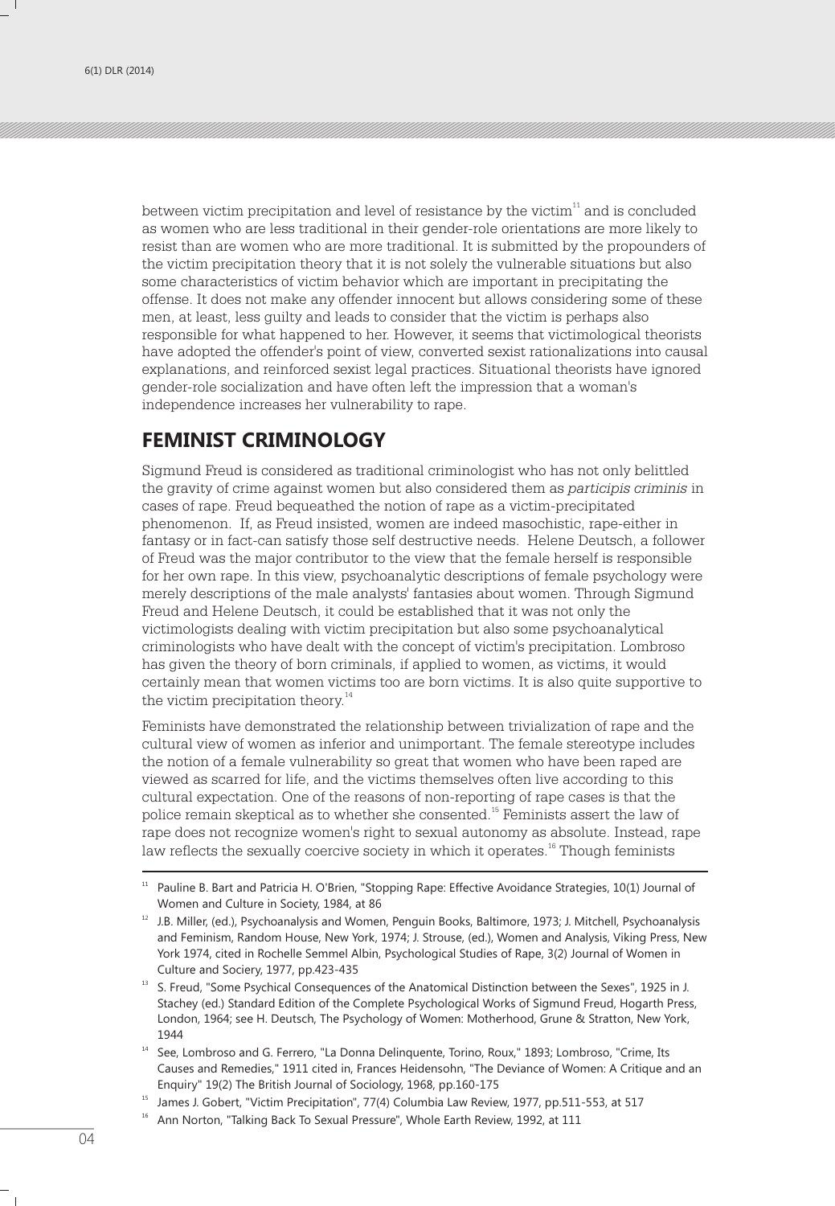between victim precipitation and level of resistance by the victim[11] and is concluded as women who are less traditional in their gender-role orientations are more likely to resist than are women who are more traditional. It is submitted by the propounders of the victim precipitation theory that it is not solely the vulnerable situations but also some characteristics of victim behavior which are important in precipitating the offense. It does not make any offender innocent but allows considering some of these men, at least, less guilty and leads to consider that the victim is perhaps also responsible for what happened to her. However, it seems that victimological theorists have adopted the offender's point of view, converted sexist rationalizations into causal explanations, and reinforced sexist legal practices. Situational theorists have ignored gender-role socialization and have often left the impression that a woman's independence increases her vulnerability to rape.

## FEMINIST CRIMINOLOGY

Sigmund Freud is considered as traditional criminologist who has not only belittled the gravity of crime against women but also considered them as *participis criminis* in cases of rape. Freud bequeathed the notion of rape as a victim-precipitated phenomenon. If, as Freud insisted, women are indeed masochistic, rape-either in fantasy or in fact-can satisfy those self destructive needs. Helene Deutsch, a follower of Freud was the major contributor to the view that the female herself is responsible for her own rape. In this view, psychoanalytic descriptions of female psychology were merely descriptions of the male analysts' fantasies about women. Through Sigmund Freud and Helene Deutsch, it could be established that it was not only the victimologists dealing with victim precipitation but also some psychoanalytical criminologists who have dealt with the concept of victim's precipitation. Lombroso has given the theory of born criminals, if applied to women, as victims, it would certainly mean that women victims too are born victims. It is also quite supportive to the victim precipitation theory.[14]

Feminists have demonstrated the relationship between trivialization of rape and the cultural view of women as inferior and unimportant. The female stereotype includes the notion of a female vulnerability so great that women who have been raped are viewed as scarred for life, and the victims themselves often live according to this cultural expectation. One of the reasons of non-reporting of rape cases is that the police remain skeptical as to whether she consented.[15] Feminists assert the law of rape does not recognize women's right to sexual autonomy as absolute. Instead, rape law reflects the sexually coercive society in which it operates.[16] Though feminists

---

[11] Pauline B. Bart and Patricia H. O'Brien, "Stopping Rape: Effective Avoidance Strategies, 10(1) Journal of Women and Culture in Society, 1984, at 86

[12] J.B. Miller, (ed.), Psychoanalysis and Women, Penguin Books, Baltimore, 1973; J. Mitchell, Psychoanalysis and Feminism, Random House, New York, 1974; J. Strouse, (ed.), Women and Analysis, Viking Press, New York 1974, cited in Rochelle Semmel Albin, Psychological Studies of Rape, 3(2) Journal of Women in Culture and Sociery, 1977, pp.423-435

[13] S. Freud, "Some Psychical Consequences of the Anatomical Distinction between the Sexes", 1925 in J. Stachey (ed.) Standard Edition of the Complete Psychological Works of Sigmund Freud, Hogarth Press, London, 1964; see H. Deutsch, The Psychology of Women: Motherhood, Grune & Stratton, New York, 1944

[14] See, Lombroso and G. Ferrero, "La Donna Delinquente, Torino, Roux," 1893; Lombroso, "Crime, Its Causes and Remedies," 1911 cited in, Frances Heidensohn, "The Deviance of Women: A Critique and an Enquiry" 19(2) The British Journal of Sociology, 1968, pp.160-175

[15] James J. Gobert, "Victim Precipitation", 77(4) Columbia Law Review, 1977, pp.511-553, at 517

[16] Ann Norton, "Talking Back To Sexual Pressure", Whole Earth Review, 1992, at 111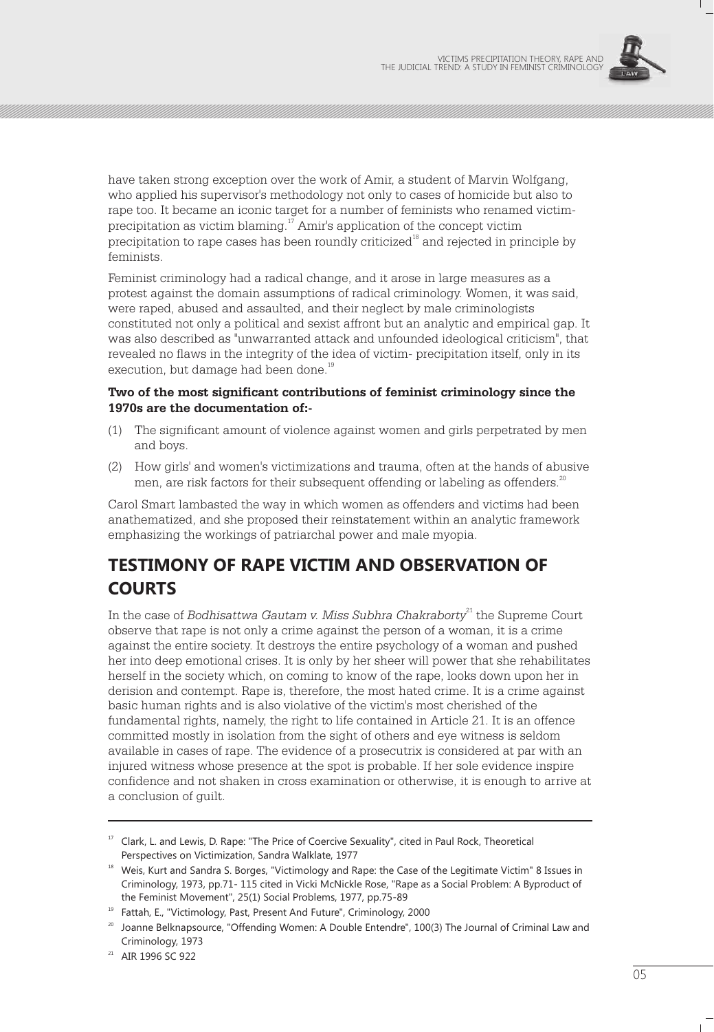have taken strong exception over the work of Amir, a student of Marvin Wolfgang, who applied his supervisor's methodology not only to cases of homicide but also to rape too. It became an iconic target for a number of feminists who renamed victim-precipitation as victim blaming.[17] Amir's application of the concept victim precipitation to rape cases has been roundly criticized[18] and rejected in principle by feminists.

Feminist criminology had a radical change, and it arose in large measures as a protest against the domain assumptions of radical criminology. Women, it was said, were raped, abused and assaulted, and their neglect by male criminologists constituted not only a political and sexist affront but an analytic and empirical gap. It was also described as "unwarranted attack and unfounded ideological criticism", that revealed no flaws in the integrity of the idea of victim- precipitation itself, only in its execution, but damage had been done.[19]

**Two of the most significant contributions of feminist criminology since the 1970s are the documentation of:-**

(1) The significant amount of violence against women and girls perpetrated by men and boys.

(2) How girls' and women's victimizations and trauma, often at the hands of abusive men, are risk factors for their subsequent offending or labeling as offenders.[20]

Carol Smart lambasted the way in which women as offenders and victims had been anathematized, and she proposed their reinstatement within an analytic framework emphasizing the workings of patriarchal power and male myopia.

## TESTIMONY OF RAPE VICTIM AND OBSERVATION OF COURTS

In the case of *Bodhisattwa Gautam v. Miss Subhra Chakraborty*[21] the Supreme Court observe that rape is not only a crime against the person of a woman, it is a crime against the entire society. It destroys the entire psychology of a woman and pushed her into deep emotional crises. It is only by her sheer will power that she rehabilitates herself in the society which, on coming to know of the rape, looks down upon her in derision and contempt. Rape is, therefore, the most hated crime. It is a crime against basic human rights and is also violative of the victim's most cherished of the fundamental rights, namely, the right to life contained in Article 21. It is an offence committed mostly in isolation from the sight of others and eye witness is seldom available in cases of rape. The evidence of a prosecutrix is considered at par with an injured witness whose presence at the spot is probable. If her sole evidence inspire confidence and not shaken in cross examination or otherwise, it is enough to arrive at a conclusion of guilt.

---

[17] Clark, L. and Lewis, D. Rape: "The Price of Coercive Sexuality", cited in Paul Rock, Theoretical Perspectives on Victimization, Sandra Walklate, 1977

[18] Weis, Kurt and Sandra S. Borges, "Victimology and Rape: the Case of the Legitimate Victim" 8 Issues in Criminology, 1973, pp.71- 115 cited in Vicki McNickle Rose, "Rape as a Social Problem: A Byproduct of the Feminist Movement", 25(1) Social Problems, 1977, pp.75-89

[19] Fattah, E., "Victimology, Past, Present And Future", Criminology, 2000

[20] Joanne Belknapsource, "Offending Women: A Double Entendre", 100(3) The Journal of Criminal Law and Criminology, 1973

[21] AIR 1996 SC 922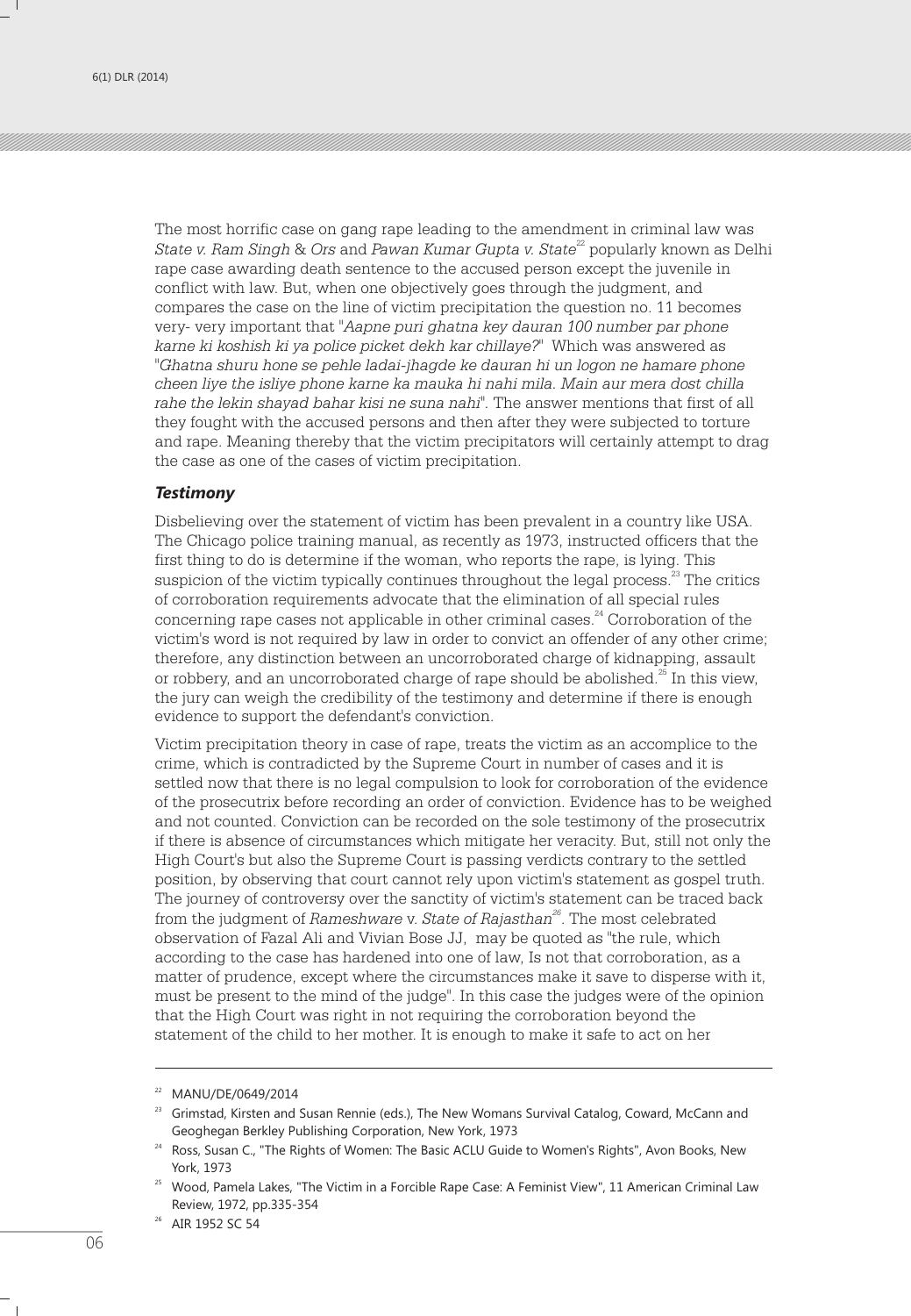The most horrific case on gang rape leading to the amendment in criminal law was *State v. Ram Singh & Ors* and *Pawan Kumar Gupta v. State*[22] popularly known as Delhi rape case awarding death sentence to the accused person except the juvenile in conflict with law. But, when one objectively goes through the judgment, and compares the case on the line of victim precipitation the question no. 11 becomes very- very important that "*Aapne puri ghatna key dauran 100 number par phone karne ki koshish ki ya police picket dekh kar chillaye?*" Which was answered as "*Ghatna shuru hone se pehle ladai-jhagde ke dauran hi un logon ne hamare phone cheen liye the isliye phone karne ka mauka hi nahi mila. Main aur mera dost chilla rahe the lekin shayad bahar kisi ne suna nahi*". The answer mentions that first of all they fought with the accused persons and then after they were subjected to torture and rape. Meaning thereby that the victim precipitators will certainly attempt to drag the case as one of the cases of victim precipitation.

### *Testimony*

Disbelieving over the statement of victim has been prevalent in a country like USA. The Chicago police training manual, as recently as 1973, instructed officers that the first thing to do is determine if the woman, who reports the rape, is lying. This suspicion of the victim typically continues throughout the legal process.[23] The critics of corroboration requirements advocate that the elimination of all special rules concerning rape cases not applicable in other criminal cases.[24] Corroboration of the victim's word is not required by law in order to convict an offender of any other crime; therefore, any distinction between an uncorroborated charge of kidnapping, assault or robbery, and an uncorroborated charge of rape should be abolished.[25] In this view, the jury can weigh the credibility of the testimony and determine if there is enough evidence to support the defendant's conviction.

Victim precipitation theory in case of rape, treats the victim as an accomplice to the crime, which is contradicted by the Supreme Court in number of cases and it is settled now that there is no legal compulsion to look for corroboration of the evidence of the prosecutrix before recording an order of conviction. Evidence has to be weighed and not counted. Conviction can be recorded on the sole testimony of the prosecutrix if there is absence of circumstances which mitigate her veracity. But, still not only the High Court's but also the Supreme Court is passing verdicts contrary to the settled position, by observing that court cannot rely upon victim's statement as gospel truth. The journey of controversy over the sanctity of victim's statement can be traced back from the judgment of *Rameshware* v. *State of Rajasthan*[26]. The most celebrated observation of Fazal Ali and Vivian Bose JJ, may be quoted as "the rule, which according to the case has hardened into one of law, Is not that corroboration, as a matter of prudence, except where the circumstances make it save to disperse with it, must be present to the mind of the judge". In this case the judges were of the opinion that the High Court was right in not requiring the corroboration beyond the statement of the child to her mother. It is enough to make it safe to act on her

---

[22] MANU/DE/0649/2014

[23] Grimstad, Kirsten and Susan Rennie (eds.), The New Womans Survival Catalog, Coward, McCann and Geoghegan Berkley Publishing Corporation, New York, 1973

[24] Ross, Susan C., "The Rights of Women: The Basic ACLU Guide to Women's Rights", Avon Books, New York, 1973

[25] Wood, Pamela Lakes, "The Victim in a Forcible Rape Case: A Feminist View", 11 American Criminal Law Review, 1972, pp.335-354

[26] AIR 1952 SC 54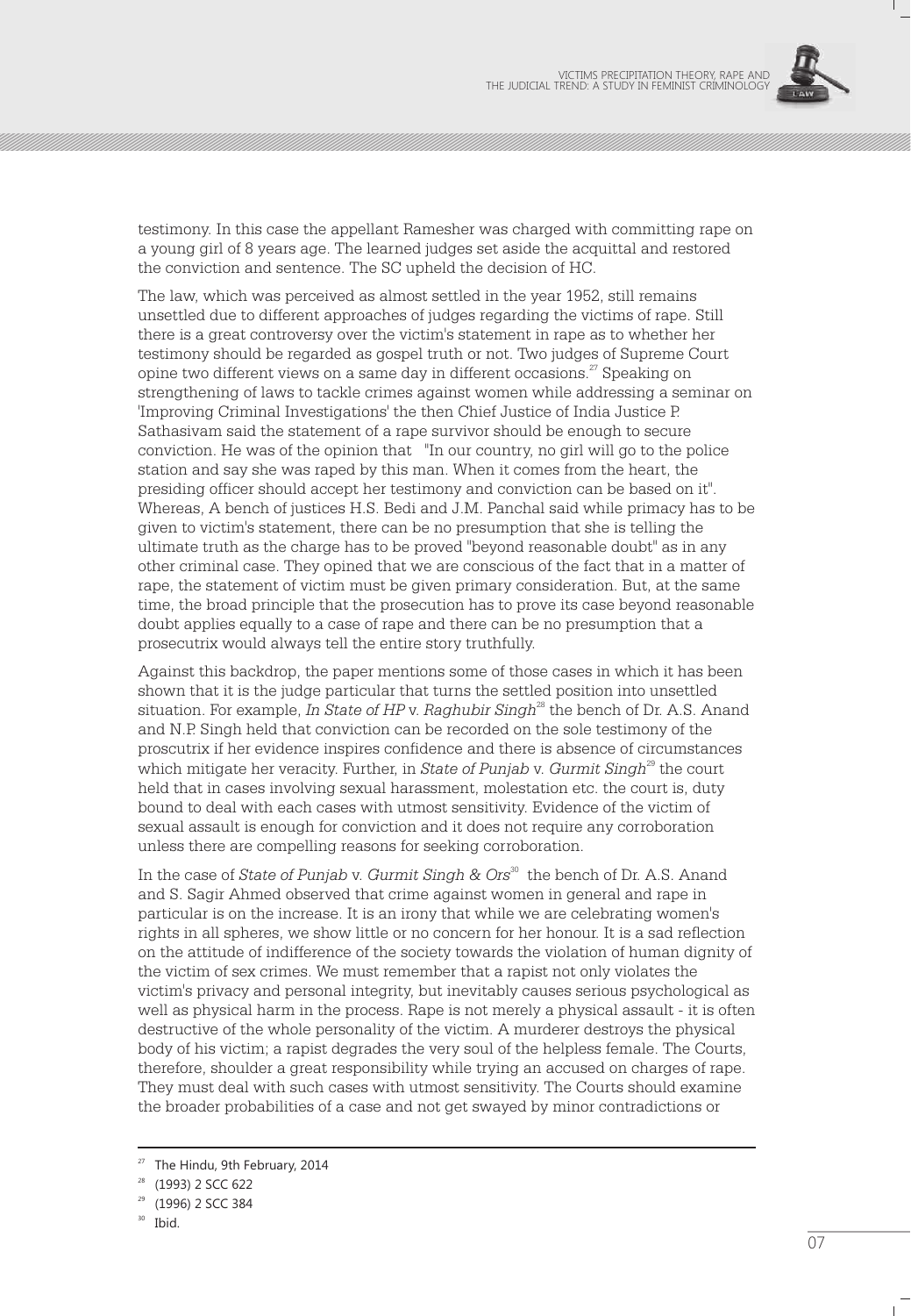testimony. In this case the appellant Ramesher was charged with committing rape on a young girl of 8 years age. The learned judges set aside the acquittal and restored the conviction and sentence. The SC upheld the decision of HC.

The law, which was perceived as almost settled in the year 1952, still remains unsettled due to different approaches of judges regarding the victims of rape. Still there is a great controversy over the victim's statement in rape as to whether her testimony should be regarded as gospel truth or not. Two judges of Supreme Court opine two different views on a same day in different occasions.[27] Speaking on strengthening of laws to tackle crimes against women while addressing a seminar on 'Improving Criminal Investigations' the then Chief Justice of India Justice P. Sathasivam said the statement of a rape survivor should be enough to secure conviction. He was of the opinion that "In our country, no girl will go to the police station and say she was raped by this man. When it comes from the heart, the presiding officer should accept her testimony and conviction can be based on it". Whereas, A bench of justices H.S. Bedi and J.M. Panchal said while primacy has to be given to victim's statement, there can be no presumption that she is telling the ultimate truth as the charge has to be proved "beyond reasonable doubt" as in any other criminal case. They opined that we are conscious of the fact that in a matter of rape, the statement of victim must be given primary consideration. But, at the same time, the broad principle that the prosecution has to prove its case beyond reasonable doubt applies equally to a case of rape and there can be no presumption that a prosecutrix would always tell the entire story truthfully.

Against this backdrop, the paper mentions some of those cases in which it has been shown that it is the judge particular that turns the settled position into unsettled situation. For example, *In State of HP* v. *Raghubir Singh*[28] the bench of Dr. A.S. Anand and N.P. Singh held that conviction can be recorded on the sole testimony of the proscutrix if her evidence inspires confidence and there is absence of circumstances which mitigate her veracity. Further, in *State of Punjab* v. *Gurmit Singh*[29] the court held that in cases involving sexual harassment, molestation etc. the court is, duty bound to deal with each cases with utmost sensitivity. Evidence of the victim of sexual assault is enough for conviction and it does not require any corroboration unless there are compelling reasons for seeking corroboration.

In the case of *State of Punjab* v. *Gurmit Singh & Ors*[30] the bench of Dr. A.S. Anand and S. Sagir Ahmed observed that crime against women in general and rape in particular is on the increase. It is an irony that while we are celebrating women's rights in all spheres, we show little or no concern for her honour. It is a sad reflection on the attitude of indifference of the society towards the violation of human dignity of the victim of sex crimes. We must remember that a rapist not only violates the victim's privacy and personal integrity, but inevitably causes serious psychological as well as physical harm in the process. Rape is not merely a physical assault - it is often destructive of the whole personality of the victim. A murderer destroys the physical body of his victim; a rapist degrades the very soul of the helpless female. The Courts, therefore, shoulder a great responsibility while trying an accused on charges of rape. They must deal with such cases with utmost sensitivity. The Courts should examine the broader probabilities of a case and not get swayed by minor contradictions or

---

[27] The Hindu, 9th February, 2014

[28] (1993) 2 SCC 622

[29] (1996) 2 SCC 384

[30] Ibid.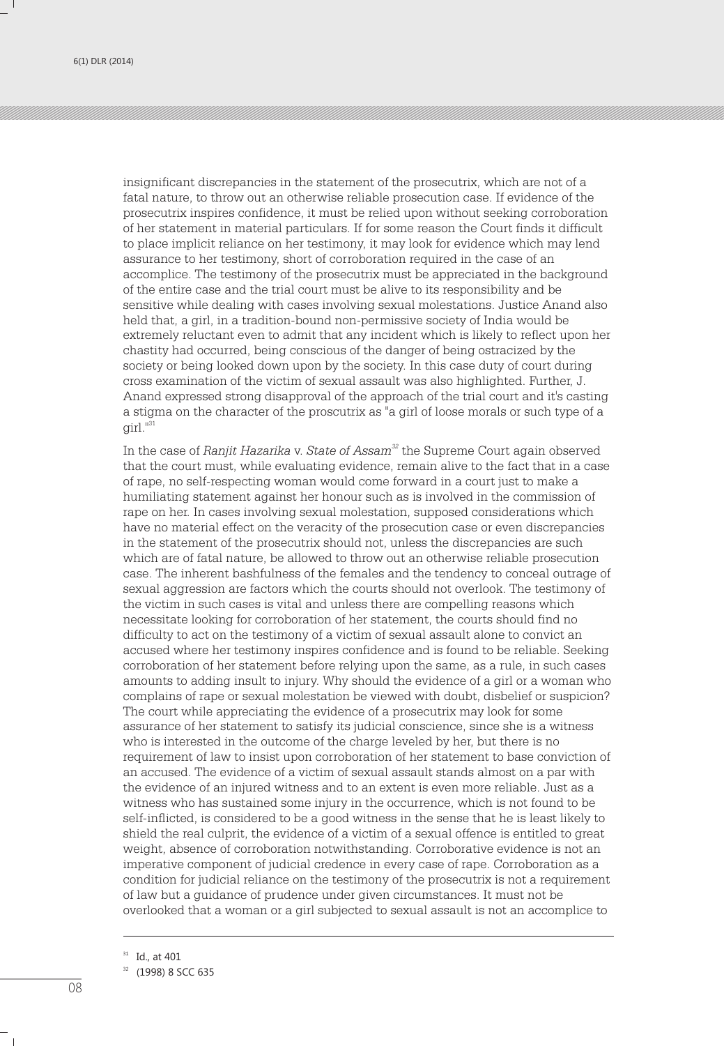insignificant discrepancies in the statement of the prosecutrix, which are not of a fatal nature, to throw out an otherwise reliable prosecution case. If evidence of the prosecutrix inspires confidence, it must be relied upon without seeking corroboration of her statement in material particulars. If for some reason the Court finds it difficult to place implicit reliance on her testimony, it may look for evidence which may lend assurance to her testimony, short of corroboration required in the case of an accomplice. The testimony of the prosecutrix must be appreciated in the background of the entire case and the trial court must be alive to its responsibility and be sensitive while dealing with cases involving sexual molestations. Justice Anand also held that, a girl, in a tradition-bound non-permissive society of India would be extremely reluctant even to admit that any incident which is likely to reflect upon her chastity had occurred, being conscious of the danger of being ostracized by the society or being looked down upon by the society. In this case duty of court during cross examination of the victim of sexual assault was also highlighted. Further, J. Anand expressed strong disapproval of the approach of the trial court and it's casting a stigma on the character of the proscutrix as "a girl of loose morals or such type of a girl."[31]

In the case of *Ranjit Hazarika* v. *State of Assam*[32] the Supreme Court again observed that the court must, while evaluating evidence, remain alive to the fact that in a case of rape, no self-respecting woman would come forward in a court just to make a humiliating statement against her honour such as is involved in the commission of rape on her. In cases involving sexual molestation, supposed considerations which have no material effect on the veracity of the prosecution case or even discrepancies in the statement of the prosecutrix should not, unless the discrepancies are such which are of fatal nature, be allowed to throw out an otherwise reliable prosecution case. The inherent bashfulness of the females and the tendency to conceal outrage of sexual aggression are factors which the courts should not overlook. The testimony of the victim in such cases is vital and unless there are compelling reasons which necessitate looking for corroboration of her statement, the courts should find no difficulty to act on the testimony of a victim of sexual assault alone to convict an accused where her testimony inspires confidence and is found to be reliable. Seeking corroboration of her statement before relying upon the same, as a rule, in such cases amounts to adding insult to injury. Why should the evidence of a girl or a woman who complains of rape or sexual molestation be viewed with doubt, disbelief or suspicion? The court while appreciating the evidence of a prosecutrix may look for some assurance of her statement to satisfy its judicial conscience, since she is a witness who is interested in the outcome of the charge leveled by her, but there is no requirement of law to insist upon corroboration of her statement to base conviction of an accused. The evidence of a victim of sexual assault stands almost on a par with the evidence of an injured witness and to an extent is even more reliable. Just as a witness who has sustained some injury in the occurrence, which is not found to be self-inflicted, is considered to be a good witness in the sense that he is least likely to shield the real culprit, the evidence of a victim of a sexual offence is entitled to great weight, absence of corroboration notwithstanding. Corroborative evidence is not an imperative component of judicial credence in every case of rape. Corroboration as a condition for judicial reliance on the testimony of the prosecutrix is not a requirement of law but a guidance of prudence under given circumstances. It must not be overlooked that a woman or a girl subjected to sexual assault is not an accomplice to

---

[31] Id., at 401

[32] (1998) 8 SCC 635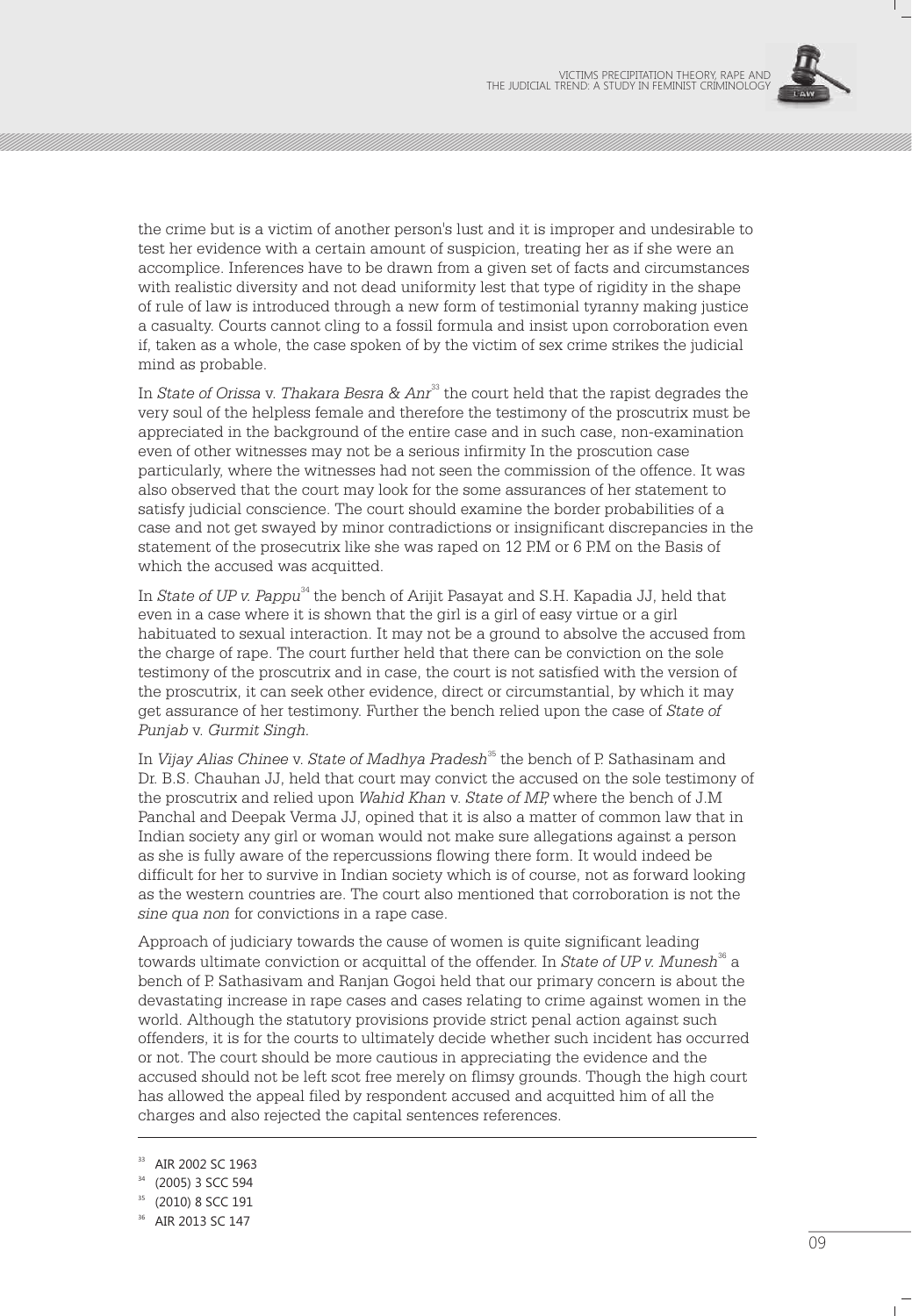the crime but is a victim of another person's lust and it is improper and undesirable to test her evidence with a certain amount of suspicion, treating her as if she were an accomplice. Inferences have to be drawn from a given set of facts and circumstances with realistic diversity and not dead uniformity lest that type of rigidity in the shape of rule of law is introduced through a new form of testimonial tyranny making justice a casualty. Courts cannot cling to a fossil formula and insist upon corroboration even if, taken as a whole, the case spoken of by the victim of sex crime strikes the judicial mind as probable.

In *State of Orissa* v. *Thakara Besra & Anr*[33] the court held that the rapist degrades the very soul of the helpless female and therefore the testimony of the proscutrix must be appreciated in the background of the entire case and in such case, non-examination even of other witnesses may not be a serious infirmity In the proscution case particularly, where the witnesses had not seen the commission of the offence. It was also observed that the court may look for the some assurances of her statement to satisfy judicial conscience. The court should examine the border probabilities of a case and not get swayed by minor contradictions or insignificant discrepancies in the statement of the prosecutrix like she was raped on 12 P.M or 6 P.M on the Basis of which the accused was acquitted.

In *State of UP v. Pappu*[34] the bench of Arijit Pasayat and S.H. Kapadia JJ, held that even in a case where it is shown that the girl is a girl of easy virtue or a girl habituated to sexual interaction. It may not be a ground to absolve the accused from the charge of rape. The court further held that there can be conviction on the sole testimony of the proscutrix and in case, the court is not satisfied with the version of the proscutrix, it can seek other evidence, direct or circumstantial, by which it may get assurance of her testimony. Further the bench relied upon the case of *State of Punjab* v. *Gurmit Singh*.

In *Vijay Alias Chinee* v. *State of Madhya Pradesh*[35] the bench of P. Sathasinam and Dr. B.S. Chauhan JJ, held that court may convict the accused on the sole testimony of the proscutrix and relied upon *Wahid Khan* v. *State of MP,* where the bench of J.M Panchal and Deepak Verma JJ, opined that it is also a matter of common law that in Indian society any girl or woman would not make sure allegations against a person as she is fully aware of the repercussions flowing there form. It would indeed be difficult for her to survive in Indian society which is of course, not as forward looking as the western countries are. The court also mentioned that corroboration is not the *sine qua non* for convictions in a rape case.

Approach of judiciary towards the cause of women is quite significant leading towards ultimate conviction or acquittal of the offender. In *State of UP v. Munesh*[36] a bench of P. Sathasivam and Ranjan Gogoi held that our primary concern is about the devastating increase in rape cases and cases relating to crime against women in the world. Although the statutory provisions provide strict penal action against such offenders, it is for the courts to ultimately decide whether such incident has occurred or not. The court should be more cautious in appreciating the evidence and the accused should not be left scot free merely on flimsy grounds. Though the high court has allowed the appeal filed by respondent accused and acquitted him of all the charges and also rejected the capital sentences references.

---

[33] AIR 2002 SC 1963

[34] (2005) 3 SCC 594

[35] (2010) 8 SCC 191

[36] AIR 2013 SC 147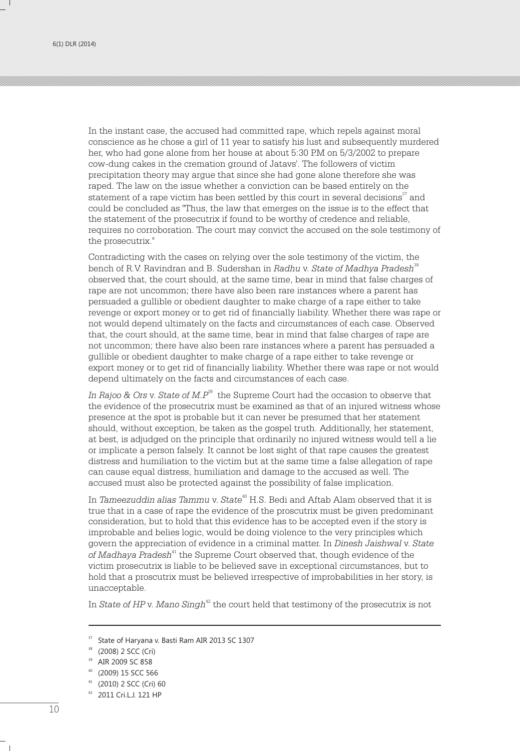In the instant case, the accused had committed rape, which repels against moral conscience as he chose a girl of 11 year to satisfy his lust and subsequently murdered her, who had gone alone from her house at about 5:30 P.M on 5/3/2002 to prepare cow-dung cakes in the cremation ground of Jatavs'. The followers of victim precipitation theory may argue that since she had gone alone therefore she was raped. The law on the issue whether a conviction can be based entirely on the statement of a rape victim has been settled by this court in several decisions[37] and could be concluded as "Thus, the law that emerges on the issue is to the effect that the statement of the prosecutrix if found to be worthy of credence and reliable, requires no corroboration. The court may convict the accused on the sole testimony of the prosecutrix."

Contradicting with the cases on relying over the sole testimony of the victim, the bench of R.V. Ravindran and B. Sudershan in *Radhu* v. *State of Madhya Pradesh*[38] observed that, the court should, at the same time, bear in mind that false charges of rape are not uncommon; there have also been rare instances where a parent has persuaded a gullible or obedient daughter to make charge of a rape either to take revenge or export money or to get rid of financially liability. Whether there was rape or not would depend ultimately on the facts and circumstances of each case. Observed that, the court should, at the same time, bear in mind that false charges of rape are not uncommon; there have also been rare instances where a parent has persuaded a gullible or obedient daughter to make charge of a rape either to take revenge or export money or to get rid of financially liability. Whether there was rape or not would depend ultimately on the facts and circumstances of each case.

*In Rajoo & Ors* v. *State of M.P*[39] the Supreme Court had the occasion to observe that the evidence of the prosecutrix must be examined as that of an injured witness whose presence at the spot is probable but it can never be presumed that her statement should, without exception, be taken as the gospel truth. Additionally, her statement, at best, is adjudged on the principle that ordinarily no injured witness would tell a lie or implicate a person falsely. It cannot be lost sight of that rape causes the greatest distress and humiliation to the victim but at the same time a false allegation of rape can cause equal distress, humiliation and damage to the accused as well. The accused must also be protected against the possibility of false implication.

In *Tameezuddin alias Tammu* v. *State*[40] H.S. Bedi and Aftab Alam observed that it is true that in a case of rape the evidence of the proscutrix must be given predominant consideration, but to hold that this evidence has to be accepted even if the story is improbable and belies logic, would be doing violence to the very principles which govern the appreciation of evidence in a criminal matter. In *Dinesh Jaishwal* v. *State of Madhaya Pradesh*[41] the Supreme Court observed that, though evidence of the victim prosecutrix is liable to be believed save in exceptional circumstances, but to hold that a proscutrix must be believed irrespective of improbabilities in her story, is unacceptable.

In *State of HP* v. *Mano Singh*[42] the court held that testimony of the prosecutrix is not

---

[37] State of Haryana v. Basti Ram AIR 2013 SC 1307

[38] (2008) 2 SCC (Cri)

[39] AIR 2009 SC 858

[40] (2009) 15 SCC 566

[41] (2010) 2 SCC (Cri) 60

[42] 2011 Cri.L.J. 121 HP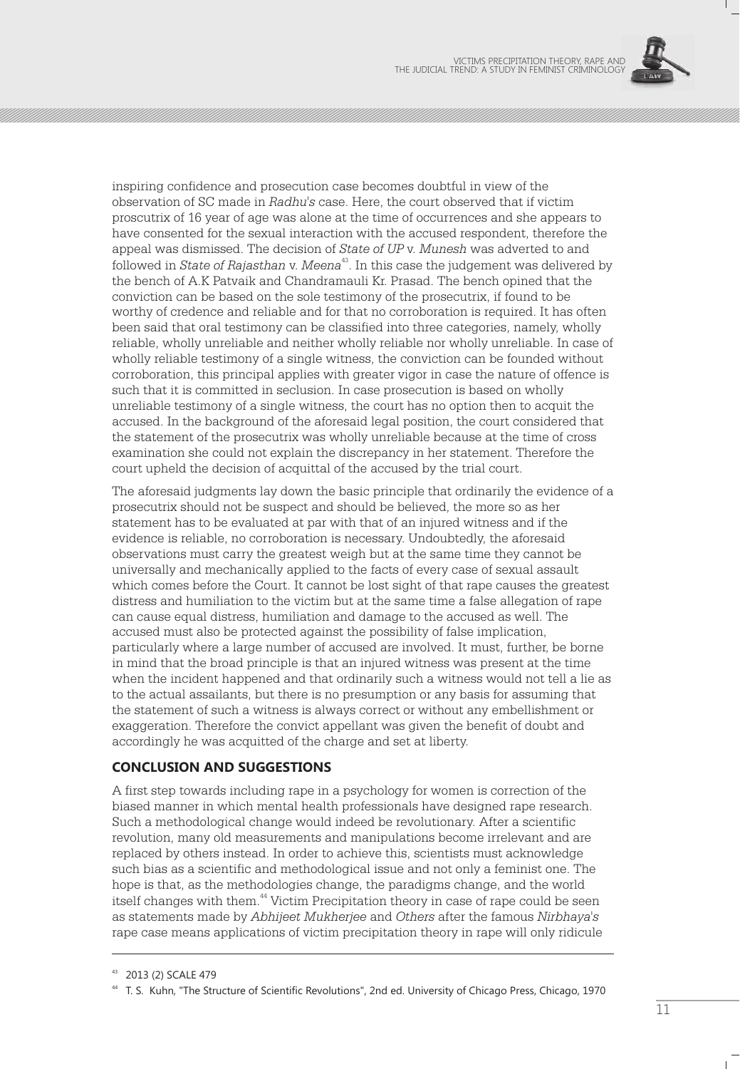inspiring confidence and prosecution case becomes doubtful in view of the observation of SC made in *Radhu's* case. Here, the court observed that if victim proscutrix of 16 year of age was alone at the time of occurrences and she appears to have consented for the sexual interaction with the accused respondent, therefore the appeal was dismissed. The decision of *State of UP* v. *Munesh* was adverted to and followed in *State of Rajasthan* v. *Meena*[43]. In this case the judgement was delivered by the bench of A.K Patvaik and Chandramauli Kr. Prasad. The bench opined that the conviction can be based on the sole testimony of the prosecutrix, if found to be worthy of credence and reliable and for that no corroboration is required. It has often been said that oral testimony can be classified into three categories, namely, wholly reliable, wholly unreliable and neither wholly reliable nor wholly unreliable. In case of wholly reliable testimony of a single witness, the conviction can be founded without corroboration, this principal applies with greater vigor in case the nature of offence is such that it is committed in seclusion. In case prosecution is based on wholly unreliable testimony of a single witness, the court has no option then to acquit the accused. In the background of the aforesaid legal position, the court considered that the statement of the prosecutrix was wholly unreliable because at the time of cross examination she could not explain the discrepancy in her statement. Therefore the court upheld the decision of acquittal of the accused by the trial court.

The aforesaid judgments lay down the basic principle that ordinarily the evidence of a prosecutrix should not be suspect and should be believed, the more so as her statement has to be evaluated at par with that of an injured witness and if the evidence is reliable, no corroboration is necessary. Undoubtedly, the aforesaid observations must carry the greatest weigh but at the same time they cannot be universally and mechanically applied to the facts of every case of sexual assault which comes before the Court. It cannot be lost sight of that rape causes the greatest distress and humiliation to the victim but at the same time a false allegation of rape can cause equal distress, humiliation and damage to the accused as well. The accused must also be protected against the possibility of false implication, particularly where a large number of accused are involved. It must, further, be borne in mind that the broad principle is that an injured witness was present at the time when the incident happened and that ordinarily such a witness would not tell a lie as to the actual assailants, but there is no presumption or any basis for assuming that the statement of such a witness is always correct or without any embellishment or exaggeration. Therefore the convict appellant was given the benefit of doubt and accordingly he was acquitted of the charge and set at liberty.

## CONCLUSION AND SUGGESTIONS

A first step towards including rape in a psychology for women is correction of the biased manner in which mental health professionals have designed rape research. Such a methodological change would indeed be revolutionary. After a scientific revolution, many old measurements and manipulations become irrelevant and are replaced by others instead. In order to achieve this, scientists must acknowledge such bias as a scientific and methodological issue and not only a feminist one. The hope is that, as the methodologies change, the paradigms change, and the world itself changes with them.[44] Victim Precipitation theory in case of rape could be seen as statements made by *Abhijeet Mukherjee* and *Others* after the famous *Nirbhaya's* rape case means applications of victim precipitation theory in rape will only ridicule

---

[43] 2013 (2) SCALE 479

[44] T. S. Kuhn, "The Structure of Scientific Revolutions", 2nd ed. University of Chicago Press, Chicago, 1970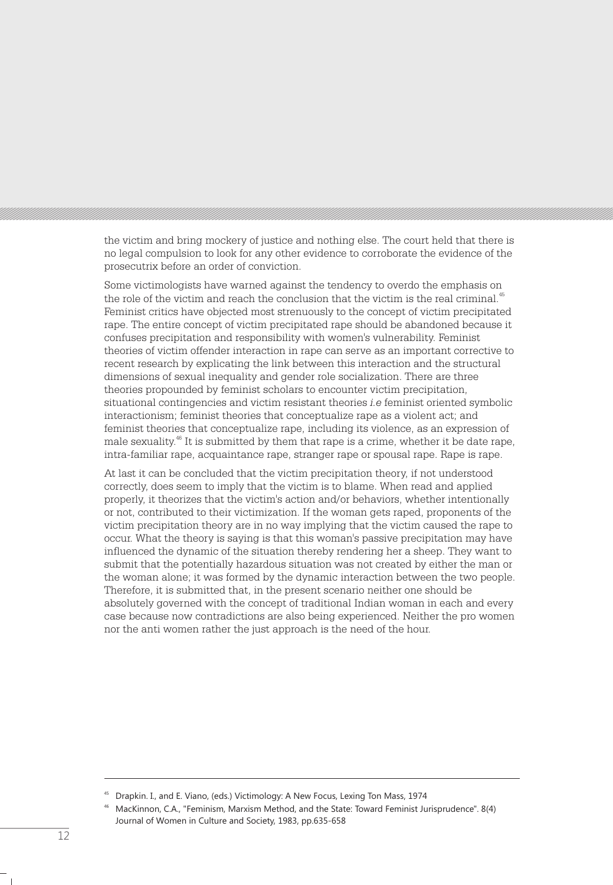the victim and bring mockery of justice and nothing else. The court held that there is no legal compulsion to look for any other evidence to corroborate the evidence of the prosecutrix before an order of conviction.

Some victimologists have warned against the tendency to overdo the emphasis on the role of the victim and reach the conclusion that the victim is the real criminal.[45] Feminist critics have objected most strenuously to the concept of victim precipitated rape. The entire concept of victim precipitated rape should be abandoned because it confuses precipitation and responsibility with women's vulnerability. Feminist theories of victim offender interaction in rape can serve as an important corrective to recent research by explicating the link between this interaction and the structural dimensions of sexual inequality and gender role socialization. There are three theories propounded by feminist scholars to encounter victim precipitation, situational contingencies and victim resistant theories *i.e* feminist oriented symbolic interactionism; feminist theories that conceptualize rape as a violent act; and feminist theories that conceptualize rape, including its violence, as an expression of male sexuality.[46] It is submitted by them that rape is a crime, whether it be date rape, intra-familiar rape, acquaintance rape, stranger rape or spousal rape. Rape is rape.

At last it can be concluded that the victim precipitation theory, if not understood correctly, does seem to imply that the victim is to blame. When read and applied properly, it theorizes that the victim's action and/or behaviors, whether intentionally or not, contributed to their victimization. If the woman gets raped, proponents of the victim precipitation theory are in no way implying that the victim caused the rape to occur. What the theory is saying is that this woman's passive precipitation may have influenced the dynamic of the situation thereby rendering her a sheep. They want to submit that the potentially hazardous situation was not created by either the man or the woman alone; it was formed by the dynamic interaction between the two people. Therefore, it is submitted that, in the present scenario neither one should be absolutely governed with the concept of traditional Indian woman in each and every case because now contradictions are also being experienced. Neither the pro women nor the anti women rather the just approach is the need of the hour.

---

[45] Drapkin. I., and E. Viano, (eds.) Victimology: A New Focus, Lexing Ton Mass, 1974

[46] MacKinnon, C.A., "Feminism, Marxism Method, and the State: Toward Feminist Jurisprudence". 8(4) Journal of Women in Culture and Society, 1983, pp.635-658